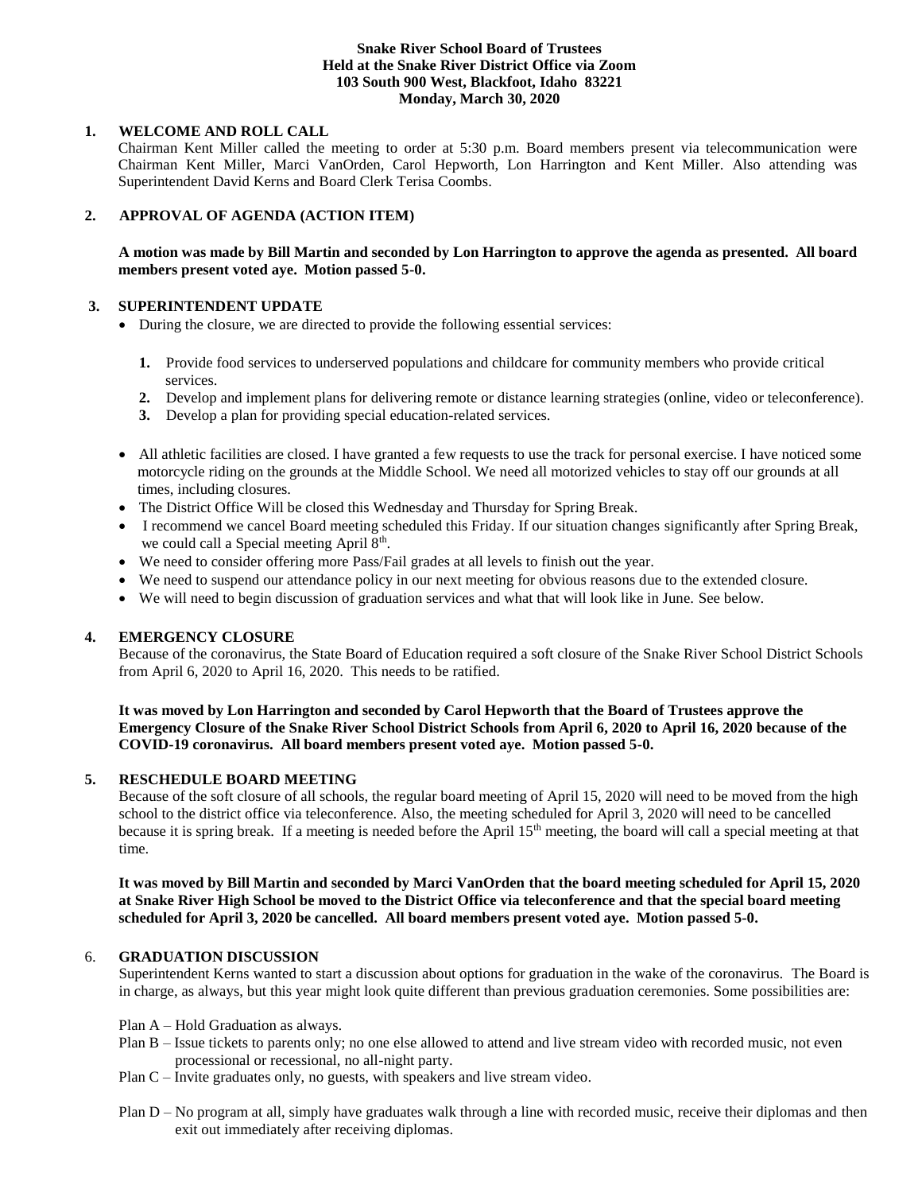**Snake River School Board of Trustees**
**Held at the Snake River District Office via Zoom**
**103 South 900 West, Blackfoot, Idaho 83221**
**Monday, March 30, 2020**

## 1. WELCOME AND ROLL CALL

Chairman Kent Miller called the meeting to order at 5:30 p.m. Board members present via telecommunication were Chairman Kent Miller, Marci VanOrden, Carol Hepworth, Lon Harrington and Kent Miller. Also attending was Superintendent David Kerns and Board Clerk Terisa Coombs.

## 2. APPROVAL OF AGENDA (ACTION ITEM)

**A motion was made by Bill Martin and seconded by Lon Harrington to approve the agenda as presented. All board members present voted aye. Motion passed 5-0.**

## 3. SUPERINTENDENT UPDATE

- During the closure, we are directed to provide the following essential services:
  1. Provide food services to underserved populations and childcare for community members who provide critical services.
  2. Develop and implement plans for delivering remote or distance learning strategies (online, video or teleconference).
  3. Develop a plan for providing special education-related services.
- All athletic facilities are closed. I have granted a few requests to use the track for personal exercise. I have noticed some motorcycle riding on the grounds at the Middle School. We need all motorized vehicles to stay off our grounds at all times, including closures.
- The District Office Will be closed this Wednesday and Thursday for Spring Break.
- I recommend we cancel Board meeting scheduled this Friday. If our situation changes significantly after Spring Break, we could call a Special meeting April 8th.
- We need to consider offering more Pass/Fail grades at all levels to finish out the year.
- We need to suspend our attendance policy in our next meeting for obvious reasons due to the extended closure.
- We will need to begin discussion of graduation services and what that will look like in June. See below.

## 4. EMERGENCY CLOSURE

Because of the coronavirus, the State Board of Education required a soft closure of the Snake River School District Schools from April 6, 2020 to April 16, 2020. This needs to be ratified.

**It was moved by Lon Harrington and seconded by Carol Hepworth that the Board of Trustees approve the Emergency Closure of the Snake River School District Schools from April 6, 2020 to April 16, 2020 because of the COVID-19 coronavirus. All board members present voted aye. Motion passed 5-0.**

## 5. RESCHEDULE BOARD MEETING

Because of the soft closure of all schools, the regular board meeting of April 15, 2020 will need to be moved from the high school to the district office via teleconference. Also, the meeting scheduled for April 3, 2020 will need to be cancelled because it is spring break. If a meeting is needed before the April 15th meeting, the board will call a special meeting at that time.

**It was moved by Bill Martin and seconded by Marci VanOrden that the board meeting scheduled for April 15, 2020 at Snake River High School be moved to the District Office via teleconference and that the special board meeting scheduled for April 3, 2020 be cancelled. All board members present voted aye. Motion passed 5-0.**

## 6. GRADUATION DISCUSSION

Superintendent Kerns wanted to start a discussion about options for graduation in the wake of the coronavirus. The Board is in charge, as always, but this year might look quite different than previous graduation ceremonies. Some possibilities are:

Plan A – Hold Graduation as always.

Plan B – Issue tickets to parents only; no one else allowed to attend and live stream video with recorded music, not even processional or recessional, no all-night party.

Plan C – Invite graduates only, no guests, with speakers and live stream video.

Plan D – No program at all, simply have graduates walk through a line with recorded music, receive their diplomas and then exit out immediately after receiving diplomas.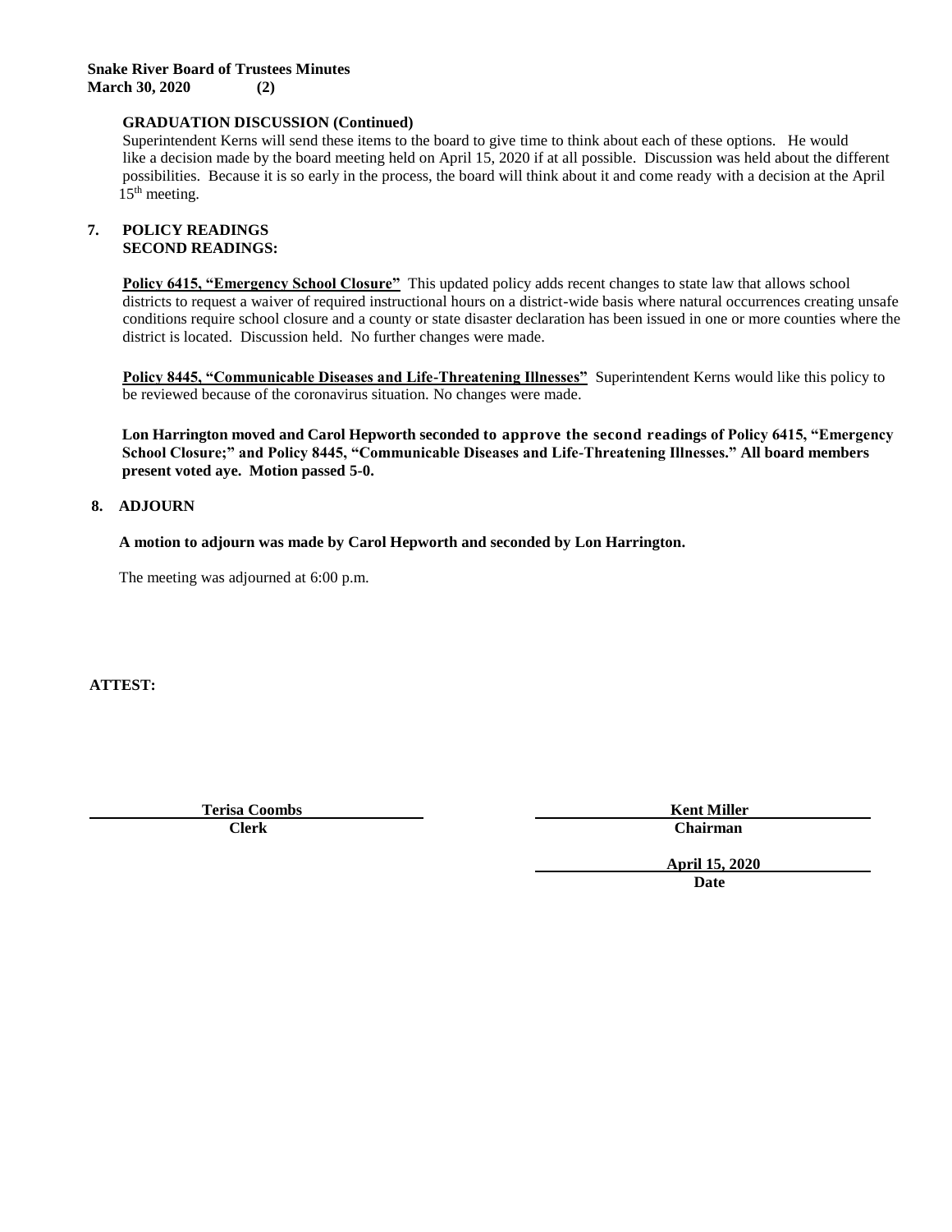**GRADUATION DISCUSSION (Continued)**

Superintendent Kerns will send these items to the board to give time to think about each of these options. He would like a decision made by the board meeting held on April 15, 2020 if at all possible. Discussion was held about the different possibilities. Because it is so early in the process, the board will think about it and come ready with a decision at the April 15th meeting.

**7. POLICY READINGS**
**SECOND READINGS:**

**Policy 6415, "Emergency School Closure"** This updated policy adds recent changes to state law that allows school districts to request a waiver of required instructional hours on a district-wide basis where natural occurrences creating unsafe conditions require school closure and a county or state disaster declaration has been issued in one or more counties where the district is located. Discussion held. No further changes were made.

**Policy 8445, "Communicable Diseases and Life-Threatening Illnesses"** Superintendent Kerns would like this policy to be reviewed because of the coronavirus situation. No changes were made.

**Lon Harrington moved and Carol Hepworth seconded to approve the second readings of Policy 6415, "Emergency School Closure;" and Policy 8445, "Communicable Diseases and Life-Threatening Illnesses." All board members present voted aye. Motion passed 5-0.**

**8. ADJOURN**

**A motion to adjourn was made by Carol Hepworth and seconded by Lon Harrington.**

The meeting was adjourned at 6:00 p.m.

**ATTEST:**

**Terisa Coombs**
**Clerk**

**Kent Miller**
**Chairman**

**April 15, 2020**
**Date**